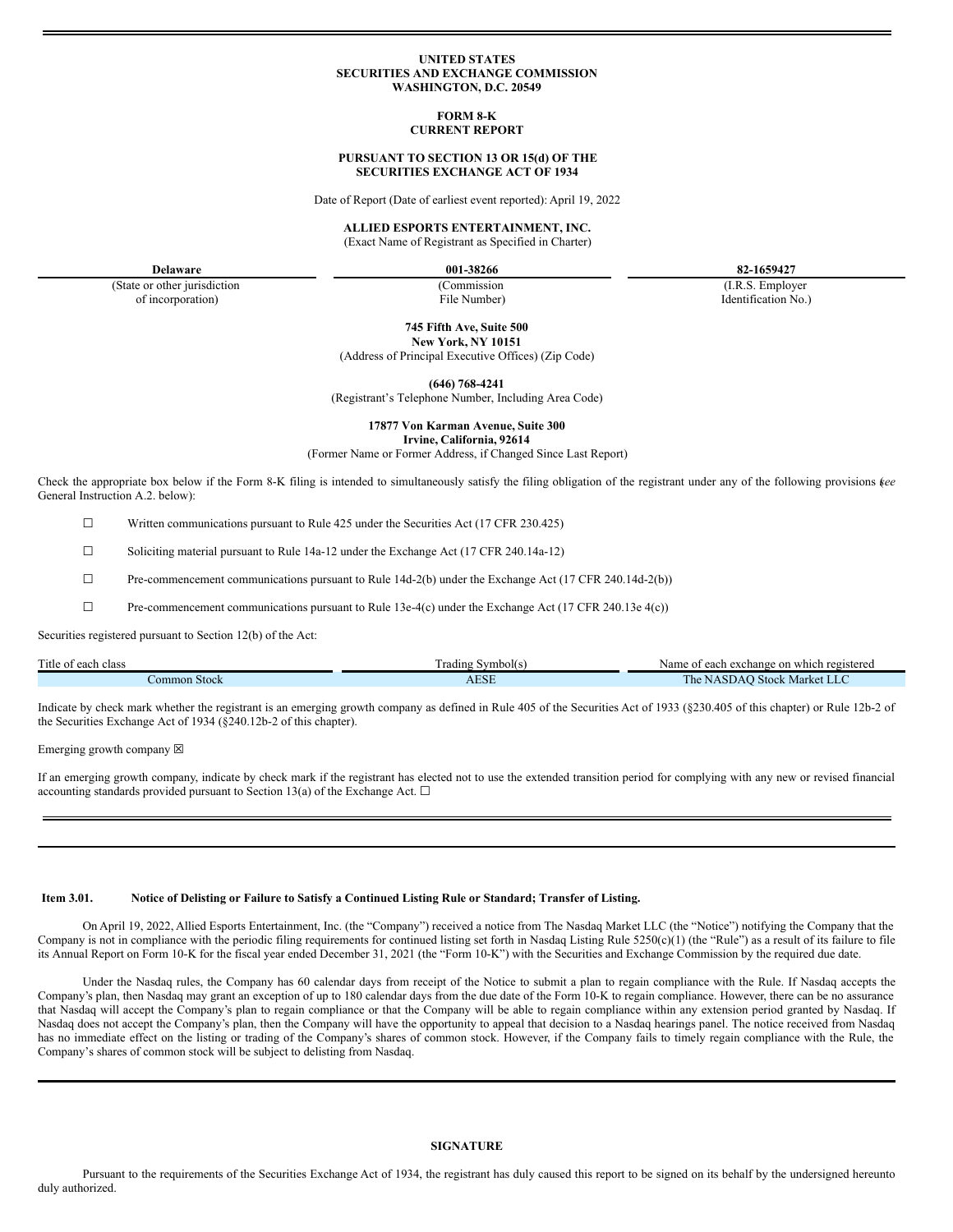UNITED STATES
SECURITIES AND EXCHANGE COMMISSION
WASHINGTON, D.C. 20549

# FORM 8-K
# CURRENT REPORT

**PURSUANT TO SECTION 13 OR 15(d) OF THE SECURITIES EXCHANGE ACT OF 1934**

Date of Report (Date of earliest event reported): April 19, 2022

**ALLIED ESPORTS ENTERTAINMENT, INC.**
(Exact Name of Registrant as Specified in Charter)

| **Delaware** | **001-38266** | **82-1659427** |
|---|---|---|
| (State or other jurisdiction of incorporation) | (Commission File Number) | (I.R.S. Employer Identification No.) |

**745 Fifth Ave, Suite 500**
**New York, NY 10151**
(Address of Principal Executive Offices) (Zip Code)

**(646) 768-4241**
(Registrant's Telephone Number, Including Area Code)

**17877 Von Karman Avenue, Suite 300**
**Irvine, California, 92614**
(Former Name or Former Address, if Changed Since Last Report)

Check the appropriate box below if the Form 8-K filing is intended to simultaneously satisfy the filing obligation of the registrant under any of the following provisions (*see* General Instruction A.2. below):

☐ Written communications pursuant to Rule 425 under the Securities Act (17 CFR 230.425)

☐ Soliciting material pursuant to Rule 14a-12 under the Exchange Act (17 CFR 240.14a-12)

☐ Pre-commencement communications pursuant to Rule 14d-2(b) under the Exchange Act (17 CFR 240.14d-2(b))

☐ Pre-commencement communications pursuant to Rule 13e-4(c) under the Exchange Act (17 CFR 240.13e 4(c))

Securities registered pursuant to Section 12(b) of the Act:

| Title of each class | Trading Symbol(s) | Name of each exchange on which registered |
|---|---|---|
| Common Stock | AESE | The NASDAQ Stock Market LLC |

Indicate by check mark whether the registrant is an emerging growth company as defined in Rule 405 of the Securities Act of 1933 (§230.405 of this chapter) or Rule 12b-2 of the Securities Exchange Act of 1934 (§240.12b-2 of this chapter).

Emerging growth company ☒

If an emerging growth company, indicate by check mark if the registrant has elected not to use the extended transition period for complying with any new or revised financial accounting standards provided pursuant to Section 13(a) of the Exchange Act. ☐

## Item 3.01. Notice of Delisting or Failure to Satisfy a Continued Listing Rule or Standard; Transfer of Listing.

On April 19, 2022, Allied Esports Entertainment, Inc. (the "Company") received a notice from The Nasdaq Market LLC (the "Notice") notifying the Company that the Company is not in compliance with the periodic filing requirements for continued listing set forth in Nasdaq Listing Rule 5250(c)(1) (the "Rule") as a result of its failure to file its Annual Report on Form 10-K for the fiscal year ended December 31, 2021 (the "Form 10-K") with the Securities and Exchange Commission by the required due date.

Under the Nasdaq rules, the Company has 60 calendar days from receipt of the Notice to submit a plan to regain compliance with the Rule. If Nasdaq accepts the Company's plan, then Nasdaq may grant an exception of up to 180 calendar days from the due date of the Form 10-K to regain compliance. However, there can be no assurance that Nasdaq will accept the Company's plan to regain compliance or that the Company will be able to regain compliance within any extension period granted by Nasdaq. If Nasdaq does not accept the Company's plan, then the Company will have the opportunity to appeal that decision to a Nasdaq hearings panel. The notice received from Nasdaq has no immediate effect on the listing or trading of the Company's shares of common stock. However, if the Company fails to timely regain compliance with the Rule, the Company's shares of common stock will be subject to delisting from Nasdaq.

## SIGNATURE

Pursuant to the requirements of the Securities Exchange Act of 1934, the registrant has duly caused this report to be signed on its behalf by the undersigned hereunto duly authorized.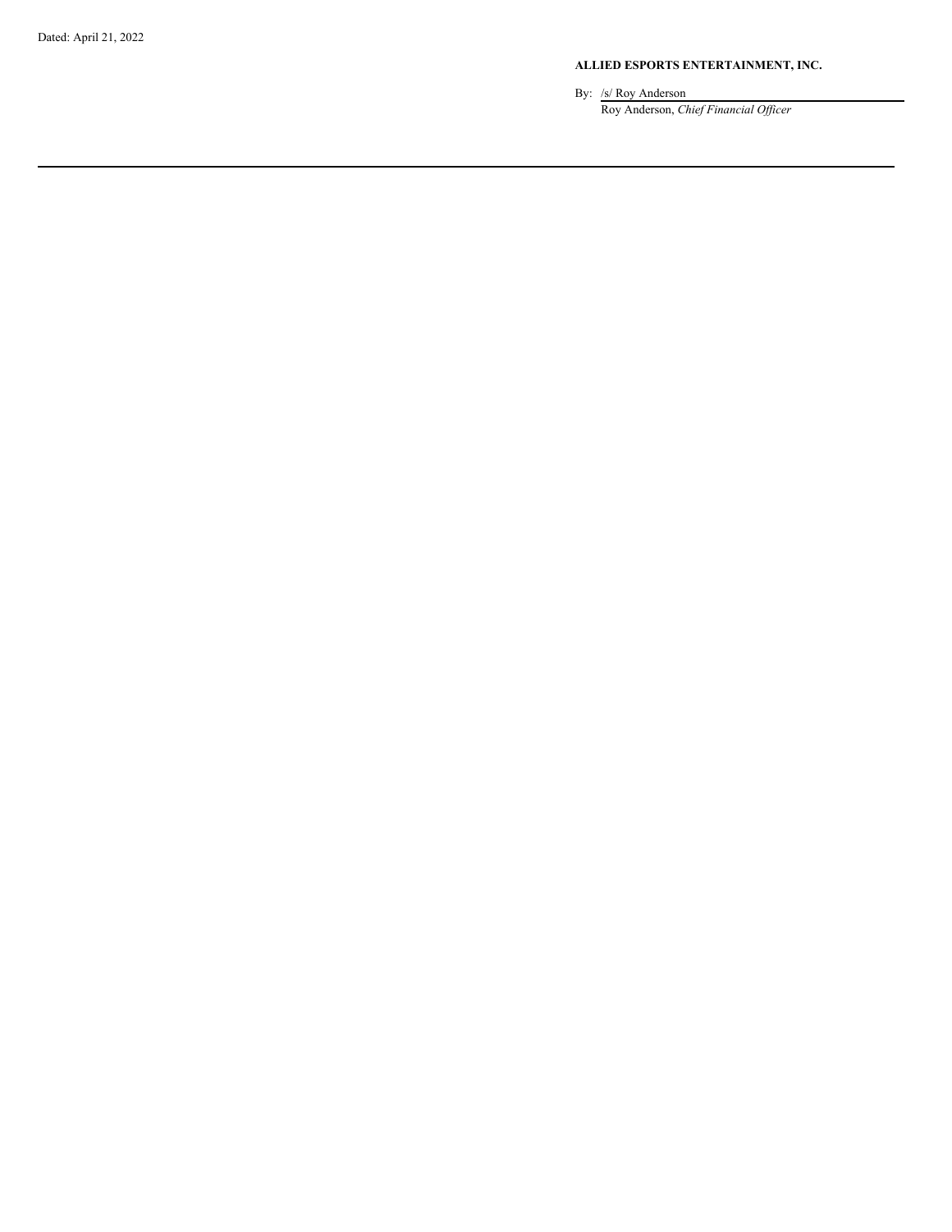Dated: April 21, 2022

**ALLIED ESPORTS ENTERTAINMENT, INC.**

By: /s/ Roy Anderson

Roy Anderson, *Chief Financial Officer*